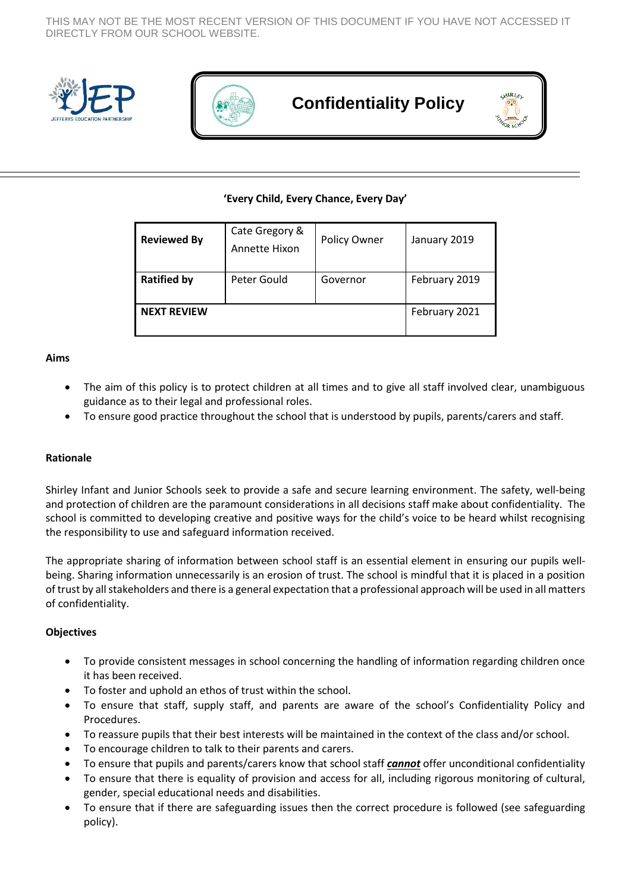THIS MAY NOT BE THE MOST RECENT VERSION OF THIS DOCUMENT IF YOU HAVE NOT ACCESSED IT DIRECTLY FROM OUR SCHOOL WEBSITE.

JEP
JEFFERYS EDUCATION PARTNERSHIP

# Confidentiality Policy

**'Every Child, Every Chance, Every Day'**

| **Reviewed By** | Cate Gregory & Annette Hixon | Policy Owner | January 2019 |
|---|---|---|---|
| **Ratified by** | Peter Gould | Governor | February 2019 |
| **NEXT REVIEW** | | | February 2021 |

**Aims**

- The aim of this policy is to protect children at all times and to give all staff involved clear, unambiguous guidance as to their legal and professional roles.
- To ensure good practice throughout the school that is understood by pupils, parents/carers and staff.

**Rationale**

Shirley Infant and Junior Schools seek to provide a safe and secure learning environment. The safety, well-being and protection of children are the paramount considerations in all decisions staff make about confidentiality. The school is committed to developing creative and positive ways for the child's voice to be heard whilst recognising the responsibility to use and safeguard information received.

The appropriate sharing of information between school staff is an essential element in ensuring our pupils well-being. Sharing information unnecessarily is an erosion of trust. The school is mindful that it is placed in a position of trust by all stakeholders and there is a general expectation that a professional approach will be used in all matters of confidentiality.

**Objectives**

- To provide consistent messages in school concerning the handling of information regarding children once it has been received.
- To foster and uphold an ethos of trust within the school.
- To ensure that staff, supply staff, and parents are aware of the school's Confidentiality Policy and Procedures.
- To reassure pupils that their best interests will be maintained in the context of the class and/or school.
- To encourage children to talk to their parents and carers.
- To ensure that pupils and parents/carers know that school staff ***cannot*** offer unconditional confidentiality
- To ensure that there is equality of provision and access for all, including rigorous monitoring of cultural, gender, special educational needs and disabilities.
- To ensure that if there are safeguarding issues then the correct procedure is followed (see safeguarding policy).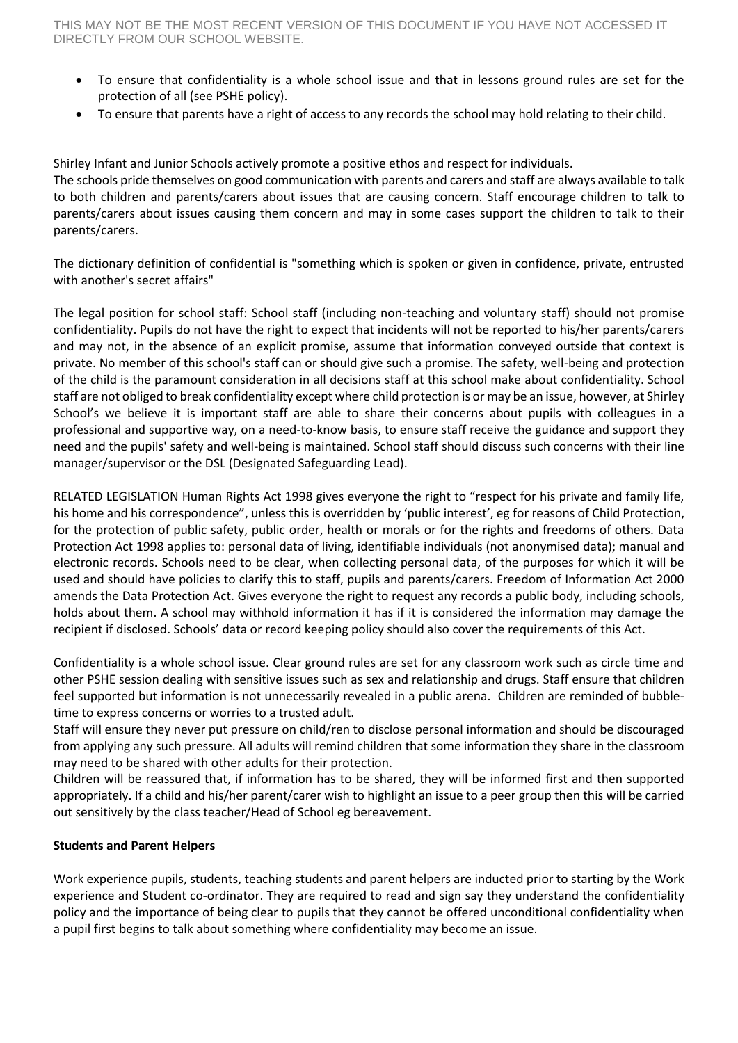- To ensure that confidentiality is a whole school issue and that in lessons ground rules are set for the protection of all (see PSHE policy).
- To ensure that parents have a right of access to any records the school may hold relating to their child.

Shirley Infant and Junior Schools actively promote a positive ethos and respect for individuals.
The schools pride themselves on good communication with parents and carers and staff are always available to talk to both children and parents/carers about issues that are causing concern. Staff encourage children to talk to parents/carers about issues causing them concern and may in some cases support the children to talk to their parents/carers.

The dictionary definition of confidential is "something which is spoken or given in confidence, private, entrusted with another's secret affairs"

The legal position for school staff: School staff (including non-teaching and voluntary staff) should not promise confidentiality. Pupils do not have the right to expect that incidents will not be reported to his/her parents/carers and may not, in the absence of an explicit promise, assume that information conveyed outside that context is private. No member of this school's staff can or should give such a promise. The safety, well-being and protection of the child is the paramount consideration in all decisions staff at this school make about confidentiality. School staff are not obliged to break confidentiality except where child protection is or may be an issue, however, at Shirley School's we believe it is important staff are able to share their concerns about pupils with colleagues in a professional and supportive way, on a need-to-know basis, to ensure staff receive the guidance and support they need and the pupils' safety and well-being is maintained. School staff should discuss such concerns with their line manager/supervisor or the DSL (Designated Safeguarding Lead).

RELATED LEGISLATION Human Rights Act 1998 gives everyone the right to "respect for his private and family life, his home and his correspondence", unless this is overridden by 'public interest', eg for reasons of Child Protection, for the protection of public safety, public order, health or morals or for the rights and freedoms of others. Data Protection Act 1998 applies to: personal data of living, identifiable individuals (not anonymised data); manual and electronic records. Schools need to be clear, when collecting personal data, of the purposes for which it will be used and should have policies to clarify this to staff, pupils and parents/carers. Freedom of Information Act 2000 amends the Data Protection Act. Gives everyone the right to request any records a public body, including schools, holds about them. A school may withhold information it has if it is considered the information may damage the recipient if disclosed. Schools' data or record keeping policy should also cover the requirements of this Act.

Confidentiality is a whole school issue. Clear ground rules are set for any classroom work such as circle time and other PSHE session dealing with sensitive issues such as sex and relationship and drugs. Staff ensure that children feel supported but information is not unnecessarily revealed in a public arena. Children are reminded of bubble-time to express concerns or worries to a trusted adult.
Staff will ensure they never put pressure on child/ren to disclose personal information and should be discouraged from applying any such pressure. All adults will remind children that some information they share in the classroom may need to be shared with other adults for their protection.
Children will be reassured that, if information has to be shared, they will be informed first and then supported appropriately. If a child and his/her parent/carer wish to highlight an issue to a peer group then this will be carried out sensitively by the class teacher/Head of School eg bereavement.

**Students and Parent Helpers**

Work experience pupils, students, teaching students and parent helpers are inducted prior to starting by the Work experience and Student co-ordinator. They are required to read and sign say they understand the confidentiality policy and the importance of being clear to pupils that they cannot be offered unconditional confidentiality when a pupil first begins to talk about something where confidentiality may become an issue.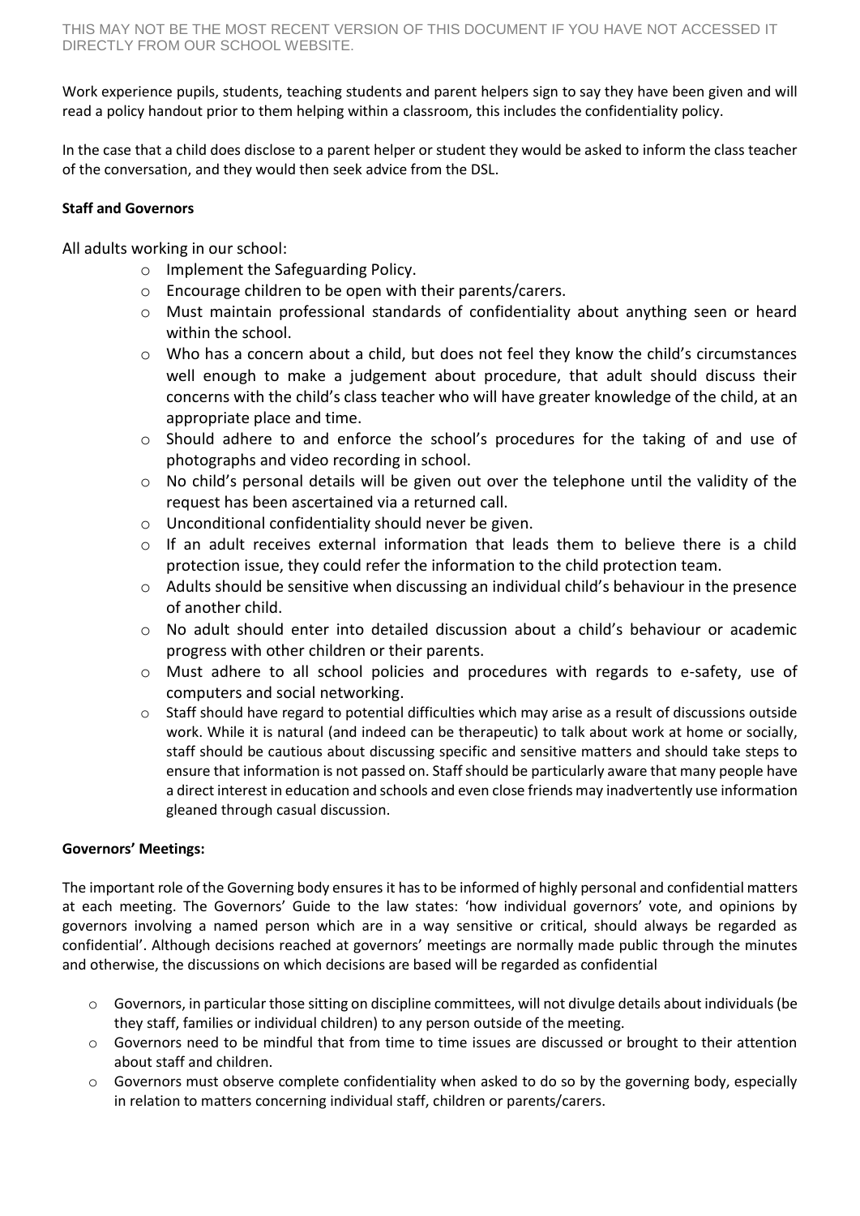Work experience pupils, students, teaching students and parent helpers sign to say they have been given and will read a policy handout prior to them helping within a classroom, this includes the confidentiality policy.

In the case that a child does disclose to a parent helper or student they would be asked to inform the class teacher of the conversation, and they would then seek advice from the DSL.

**Staff and Governors**

All adults working in our school:

- Implement the Safeguarding Policy.
- Encourage children to be open with their parents/carers.
- Must maintain professional standards of confidentiality about anything seen or heard within the school.
- Who has a concern about a child, but does not feel they know the child's circumstances well enough to make a judgement about procedure, that adult should discuss their concerns with the child's class teacher who will have greater knowledge of the child, at an appropriate place and time.
- Should adhere to and enforce the school's procedures for the taking of and use of photographs and video recording in school.
- No child's personal details will be given out over the telephone until the validity of the request has been ascertained via a returned call.
- Unconditional confidentiality should never be given.
- If an adult receives external information that leads them to believe there is a child protection issue, they could refer the information to the child protection team.
- Adults should be sensitive when discussing an individual child's behaviour in the presence of another child.
- No adult should enter into detailed discussion about a child's behaviour or academic progress with other children or their parents.
- Must adhere to all school policies and procedures with regards to e-safety, use of computers and social networking.
- Staff should have regard to potential difficulties which may arise as a result of discussions outside work. While it is natural (and indeed can be therapeutic) to talk about work at home or socially, staff should be cautious about discussing specific and sensitive matters and should take steps to ensure that information is not passed on. Staff should be particularly aware that many people have a direct interest in education and schools and even close friends may inadvertently use information gleaned through casual discussion.

**Governors' Meetings:**

The important role of the Governing body ensures it has to be informed of highly personal and confidential matters at each meeting. The Governors' Guide to the law states: 'how individual governors' vote, and opinions by governors involving a named person which are in a way sensitive or critical, should always be regarded as confidential'. Although decisions reached at governors' meetings are normally made public through the minutes and otherwise, the discussions on which decisions are based will be regarded as confidential

- Governors, in particular those sitting on discipline committees, will not divulge details about individuals (be they staff, families or individual children) to any person outside of the meeting.
- Governors need to be mindful that from time to time issues are discussed or brought to their attention about staff and children.
- Governors must observe complete confidentiality when asked to do so by the governing body, especially in relation to matters concerning individual staff, children or parents/carers.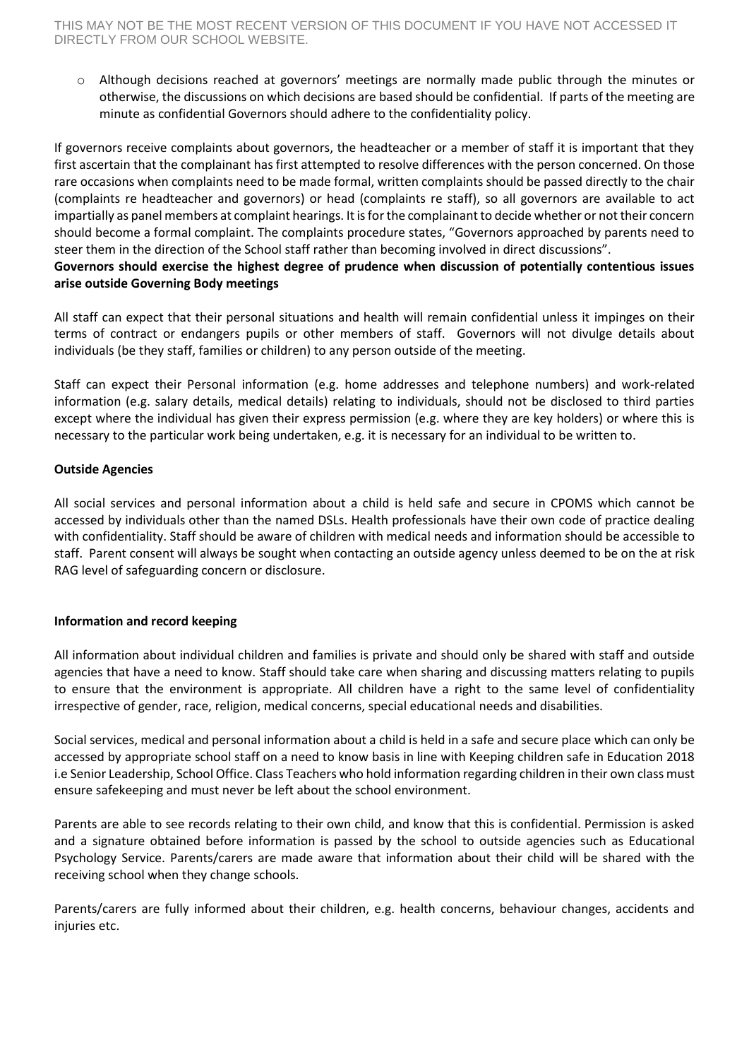- Although decisions reached at governors' meetings are normally made public through the minutes or otherwise, the discussions on which decisions are based should be confidential. If parts of the meeting are minute as confidential Governors should adhere to the confidentiality policy.

If governors receive complaints about governors, the headteacher or a member of staff it is important that they first ascertain that the complainant has first attempted to resolve differences with the person concerned. On those rare occasions when complaints need to be made formal, written complaints should be passed directly to the chair (complaints re headteacher and governors) or head (complaints re staff), so all governors are available to act impartially as panel members at complaint hearings. It is for the complainant to decide whether or not their concern should become a formal complaint. The complaints procedure states, "Governors approached by parents need to steer them in the direction of the School staff rather than becoming involved in direct discussions".

**Governors should exercise the highest degree of prudence when discussion of potentially contentious issues arise outside Governing Body meetings**

All staff can expect that their personal situations and health will remain confidential unless it impinges on their terms of contract or endangers pupils or other members of staff. Governors will not divulge details about individuals (be they staff, families or children) to any person outside of the meeting.

Staff can expect their Personal information (e.g. home addresses and telephone numbers) and work-related information (e.g. salary details, medical details) relating to individuals, should not be disclosed to third parties except where the individual has given their express permission (e.g. where they are key holders) or where this is necessary to the particular work being undertaken, e.g. it is necessary for an individual to be written to.

**Outside Agencies**

All social services and personal information about a child is held safe and secure in CPOMS which cannot be accessed by individuals other than the named DSLs. Health professionals have their own code of practice dealing with confidentiality. Staff should be aware of children with medical needs and information should be accessible to staff. Parent consent will always be sought when contacting an outside agency unless deemed to be on the at risk RAG level of safeguarding concern or disclosure.

**Information and record keeping**

All information about individual children and families is private and should only be shared with staff and outside agencies that have a need to know. Staff should take care when sharing and discussing matters relating to pupils to ensure that the environment is appropriate. All children have a right to the same level of confidentiality irrespective of gender, race, religion, medical concerns, special educational needs and disabilities.

Social services, medical and personal information about a child is held in a safe and secure place which can only be accessed by appropriate school staff on a need to know basis in line with Keeping children safe in Education 2018 i.e Senior Leadership, School Office. Class Teachers who hold information regarding children in their own class must ensure safekeeping and must never be left about the school environment.

Parents are able to see records relating to their own child, and know that this is confidential. Permission is asked and a signature obtained before information is passed by the school to outside agencies such as Educational Psychology Service. Parents/carers are made aware that information about their child will be shared with the receiving school when they change schools.

Parents/carers are fully informed about their children, e.g. health concerns, behaviour changes, accidents and injuries etc.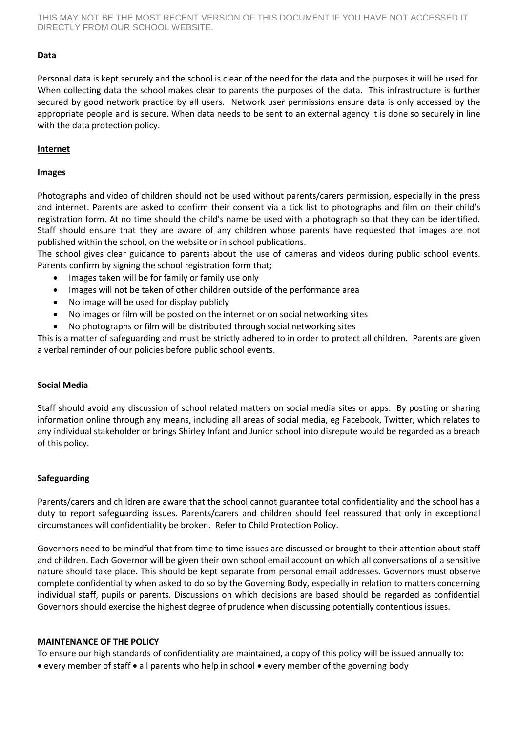**Data**

Personal data is kept securely and the school is clear of the need for the data and the purposes it will be used for. When collecting data the school makes clear to parents the purposes of the data. This infrastructure is further secured by good network practice by all users. Network user permissions ensure data is only accessed by the appropriate people and is secure. When data needs to be sent to an external agency it is done so securely in line with the data protection policy.

**Internet**

**Images**

Photographs and video of children should not be used without parents/carers permission, especially in the press and internet. Parents are asked to confirm their consent via a tick list to photographs and film on their child's registration form. At no time should the child's name be used with a photograph so that they can be identified. Staff should ensure that they are aware of any children whose parents have requested that images are not published within the school, on the website or in school publications.

The school gives clear guidance to parents about the use of cameras and videos during public school events. Parents confirm by signing the school registration form that;

- Images taken will be for family or family use only
- Images will not be taken of other children outside of the performance area
- No image will be used for display publicly
- No images or film will be posted on the internet or on social networking sites
- No photographs or film will be distributed through social networking sites

This is a matter of safeguarding and must be strictly adhered to in order to protect all children. Parents are given a verbal reminder of our policies before public school events.

**Social Media**

Staff should avoid any discussion of school related matters on social media sites or apps. By posting or sharing information online through any means, including all areas of social media, eg Facebook, Twitter, which relates to any individual stakeholder or brings Shirley Infant and Junior school into disrepute would be regarded as a breach of this policy.

**Safeguarding**

Parents/carers and children are aware that the school cannot guarantee total confidentiality and the school has a duty to report safeguarding issues. Parents/carers and children should feel reassured that only in exceptional circumstances will confidentiality be broken. Refer to Child Protection Policy.

Governors need to be mindful that from time to time issues are discussed or brought to their attention about staff and children. Each Governor will be given their own school email account on which all conversations of a sensitive nature should take place. This should be kept separate from personal email addresses. Governors must observe complete confidentiality when asked to do so by the Governing Body, especially in relation to matters concerning individual staff, pupils or parents. Discussions on which decisions are based should be regarded as confidential Governors should exercise the highest degree of prudence when discussing potentially contentious issues.

**MAINTENANCE OF THE POLICY**

To ensure our high standards of confidentiality are maintained, a copy of this policy will be issued annually to:

• every member of staff • all parents who help in school • every member of the governing body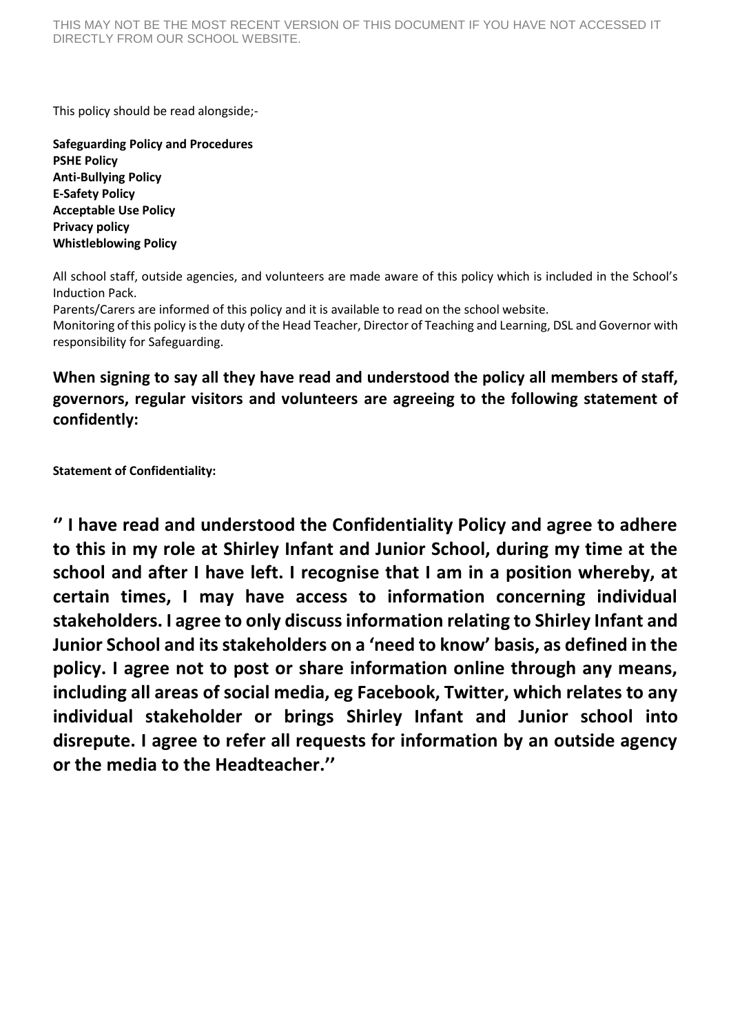This policy should be read alongside;-

**Safeguarding Policy and Procedures**
**PSHE Policy**
**Anti-Bullying Policy**
**E-Safety Policy**
**Acceptable Use Policy**
**Privacy policy**
**Whistleblowing Policy**

All school staff, outside agencies, and volunteers are made aware of this policy which is included in the School's Induction Pack.
Parents/Carers are informed of this policy and it is available to read on the school website.
Monitoring of this policy is the duty of the Head Teacher, Director of Teaching and Learning, DSL and Governor with responsibility for Safeguarding.

**When signing to say all they have read and understood the policy all members of staff, governors, regular visitors and volunteers are agreeing to the following statement of confidently:**

**Statement of Confidentiality:**

**'' I have read and understood the Confidentiality Policy and agree to adhere to this in my role at Shirley Infant and Junior School, during my time at the school and after I have left. I recognise that I am in a position whereby, at certain times, I may have access to information concerning individual stakeholders. I agree to only discuss information relating to Shirley Infant and Junior School and its stakeholders on a 'need to know' basis, as defined in the policy. I agree not to post or share information online through any means, including all areas of social media, eg Facebook, Twitter, which relates to any individual stakeholder or brings Shirley Infant and Junior school into disrepute. I agree to refer all requests for information by an outside agency or the media to the Headteacher.''**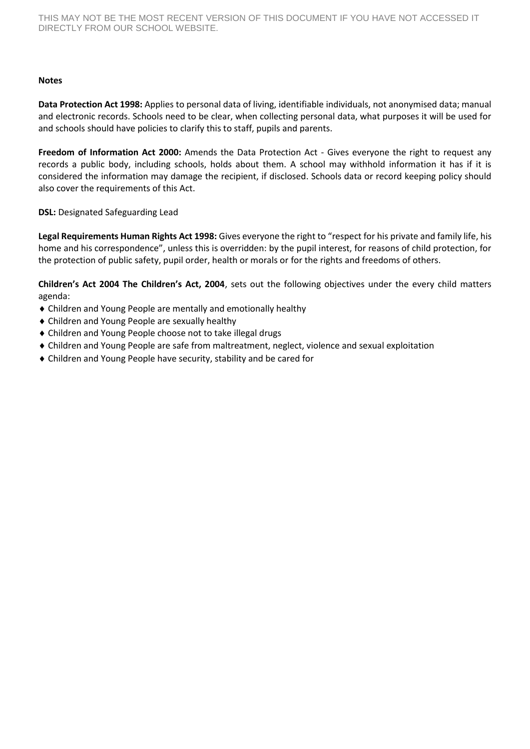**Notes**

**Data Protection Act 1998:** Applies to personal data of living, identifiable individuals, not anonymised data; manual and electronic records. Schools need to be clear, when collecting personal data, what purposes it will be used for and schools should have policies to clarify this to staff, pupils and parents.

**Freedom of Information Act 2000:** Amends the Data Protection Act - Gives everyone the right to request any records a public body, including schools, holds about them. A school may withhold information it has if it is considered the information may damage the recipient, if disclosed. Schools data or record keeping policy should also cover the requirements of this Act.

**DSL:** Designated Safeguarding Lead

**Legal Requirements Human Rights Act 1998:** Gives everyone the right to "respect for his private and family life, his home and his correspondence", unless this is overridden: by the pupil interest, for reasons of child protection, for the protection of public safety, pupil order, health or morals or for the rights and freedoms of others.

**Children's Act 2004 The Children's Act, 2004**, sets out the following objectives under the every child matters agenda:

- Children and Young People are mentally and emotionally healthy
- Children and Young People are sexually healthy
- Children and Young People choose not to take illegal drugs
- Children and Young People are safe from maltreatment, neglect, violence and sexual exploitation
- Children and Young People have security, stability and be cared for